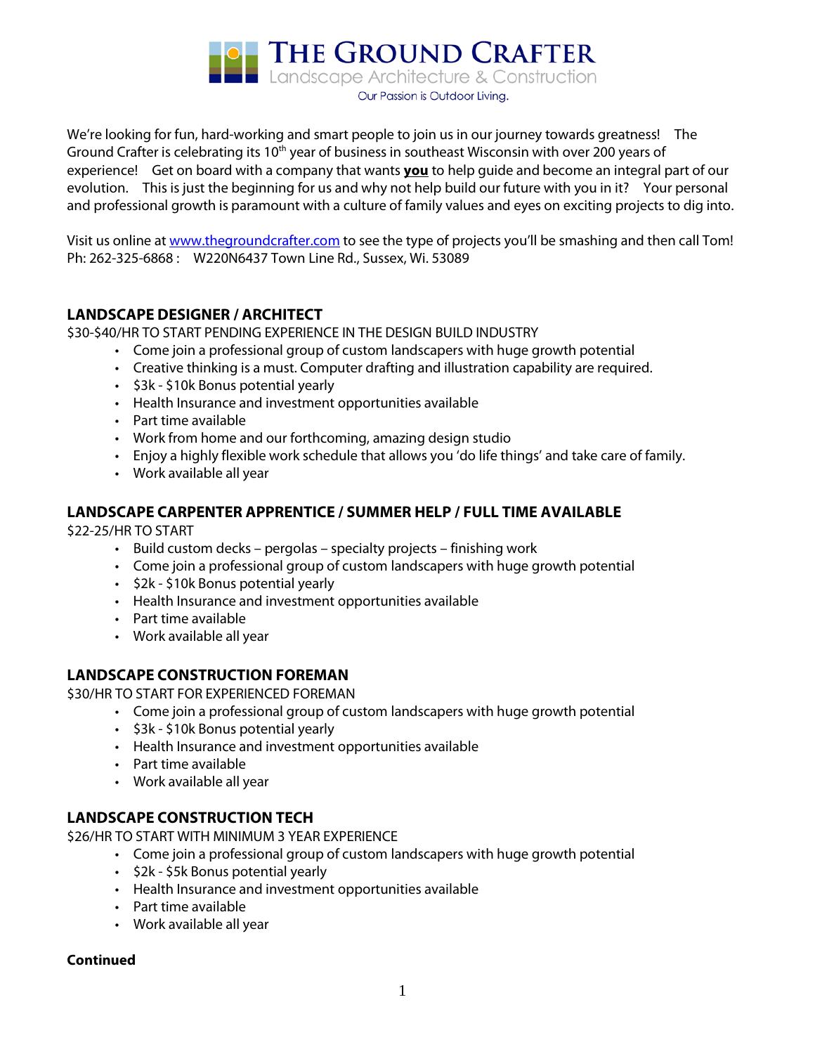# THE GROUND CRAFTER

Landscape Architecture & Construction

Our Passion is Outdoor Living.

We're looking for fun, hard-working and smart people to join us in our journey towards greatness! The Ground Crafter is celebrating its 10th year of business in southeast Wisconsin with over 200 years of experience! Get on board with a company that wants **you** to help guide and become an integral part of our evolution. This is just the beginning for us and why not help build our future with you in it? Your personal and professional growth is paramount with a culture of family values and eyes on exciting projects to dig into.

Visit us online at [www.thegroundcrafter.com](www.thegroundcrafter.com) to see the type of projects you'll be smashing and then call Tom!
Ph: 262-325-6868 : W220N6437 Town Line Rd., Sussex, Wi. 53089

## LANDSCAPE DESIGNER / ARCHITECT

$30-$40/HR TO START PENDING EXPERIENCE IN THE DESIGN BUILD INDUSTRY

- Come join a professional group of custom landscapers with huge growth potential
- Creative thinking is a must. Computer drafting and illustration capability are required.
- $3k - $10k Bonus potential yearly
- Health Insurance and investment opportunities available
- Part time available
- Work from home and our forthcoming, amazing design studio
- Enjoy a highly flexible work schedule that allows you 'do life things' and take care of family.
- Work available all year

## LANDSCAPE CARPENTER APPRENTICE / SUMMER HELP / FULL TIME AVAILABLE

$22-25/HR TO START

- Build custom decks – pergolas – specialty projects – finishing work
- Come join a professional group of custom landscapers with huge growth potential
- $2k - $10k Bonus potential yearly
- Health Insurance and investment opportunities available
- Part time available
- Work available all year

## LANDSCAPE CONSTRUCTION FOREMAN

$30/HR TO START FOR EXPERIENCED FOREMAN

- Come join a professional group of custom landscapers with huge growth potential
- $3k - $10k Bonus potential yearly
- Health Insurance and investment opportunities available
- Part time available
- Work available all year

## LANDSCAPE CONSTRUCTION TECH

$26/HR TO START WITH MINIMUM 3 YEAR EXPERIENCE

- Come join a professional group of custom landscapers with huge growth potential
- $2k - $5k Bonus potential yearly
- Health Insurance and investment opportunities available
- Part time available
- Work available all year

**Continued**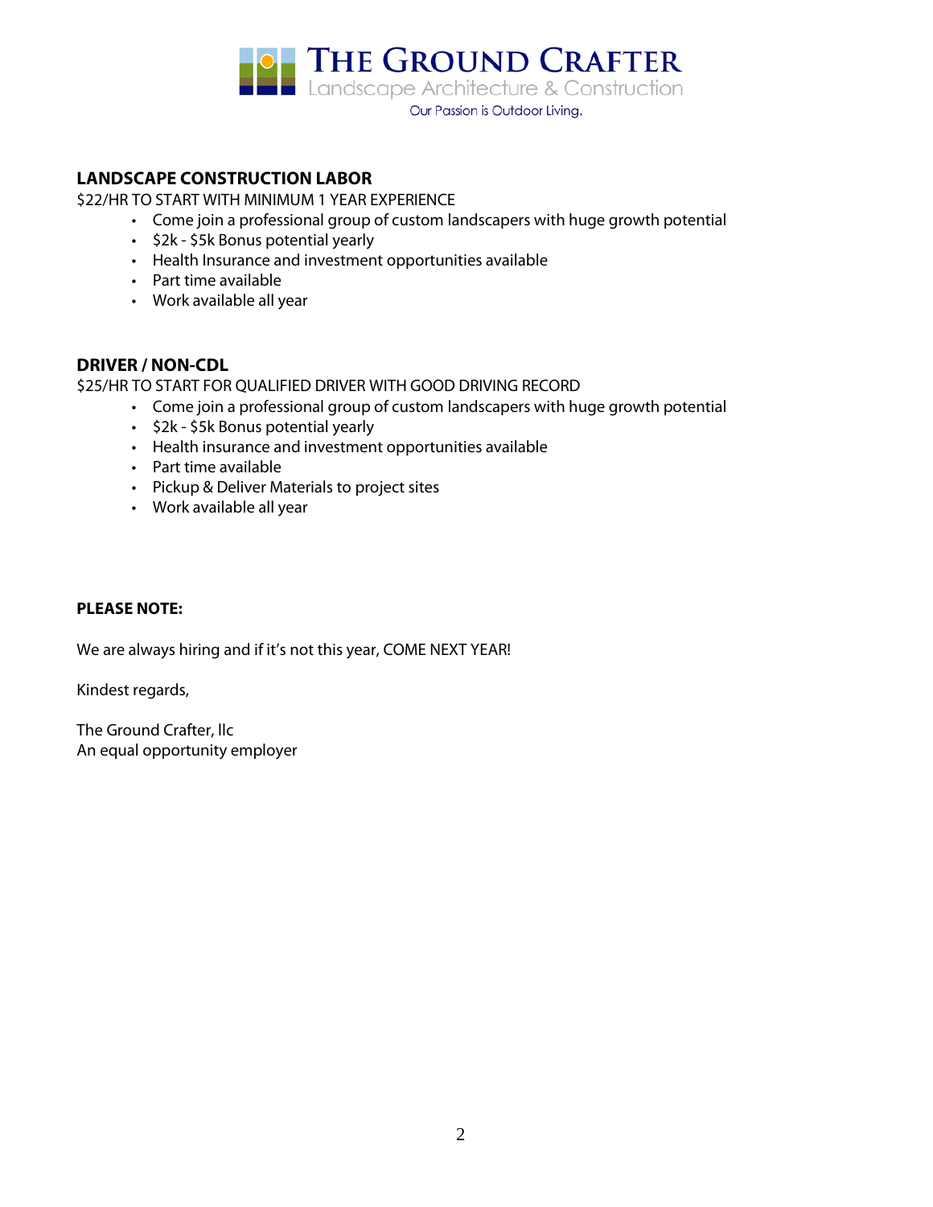# THE GROUND CRAFTER

Landscape Architecture & Construction

Our Passion is Outdoor Living.

## LANDSCAPE CONSTRUCTION LABOR

$22/HR TO START WITH MINIMUM 1 YEAR EXPERIENCE

- Come join a professional group of custom landscapers with huge growth potential
- $2k - $5k Bonus potential yearly
- Health Insurance and investment opportunities available
- Part time available
- Work available all year

## DRIVER / NON-CDL

$25/HR TO START FOR QUALIFIED DRIVER WITH GOOD DRIVING RECORD

- Come join a professional group of custom landscapers with huge growth potential
- $2k - $5k Bonus potential yearly
- Health insurance and investment opportunities available
- Part time available
- Pickup & Deliver Materials to project sites
- Work available all year

**PLEASE NOTE:**

We are always hiring and if it's not this year, COME NEXT YEAR!

Kindest regards,

The Ground Crafter, llc
An equal opportunity employer